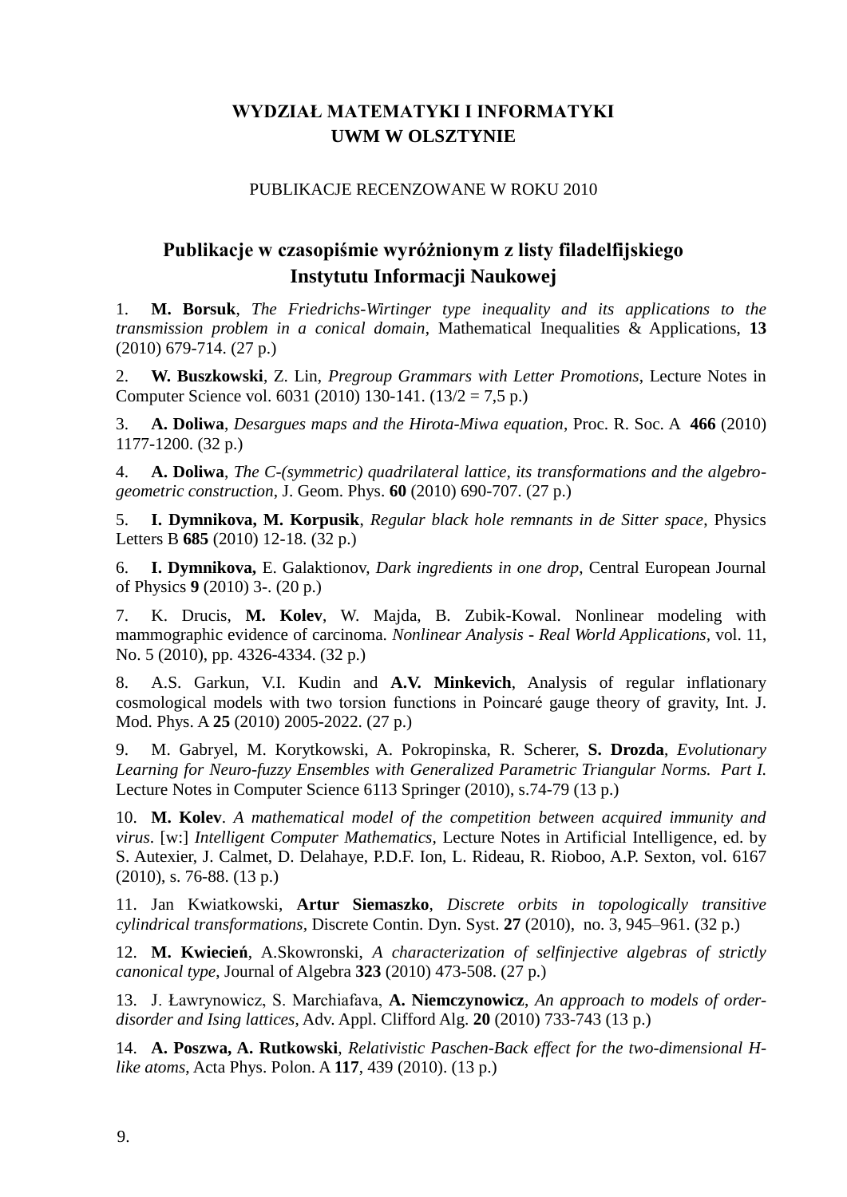**WYDZIAŁ MATEMATYKI I INFORMATYKI**
**UWM W OLSZTYNIE**

PUBLIKACJE RECENZOWANE W ROKU 2010

## Publikacje w czasopiśmie wyróżnionym z listy filadelfijskiego Instytutu Informacji Naukowej

1. **M. Borsuk**, *The Friedrichs-Wirtinger type inequality and its applications to the transmission problem in a conical domain*, Mathematical Inequalities & Applications, **13** (2010) 679-714. (27 p.)

2. **W. Buszkowski**, Z. Lin, *Pregroup Grammars with Letter Promotions*, Lecture Notes in Computer Science vol. 6031 (2010) 130-141. (13/2 = 7,5 p.)

3. **A. Doliwa**, *Desargues maps and the Hirota-Miwa equation*, Proc. R. Soc. A **466** (2010) 1177-1200. (32 p.)

4. **A. Doliwa**, *The C-(symmetric) quadrilateral lattice, its transformations and the algebro-geometric construction*, J. Geom. Phys. **60** (2010) 690-707. (27 p.)

5. **I. Dymnikova, M. Korpusik**, *Regular black hole remnants in de Sitter space*, Physics Letters B **685** (2010) 12-18. (32 p.)

6. **I. Dymnikova,** E. Galaktionov, *Dark ingredients in one drop*, Central European Journal of Physics **9** (2010) 3-. (20 p.)

7. K. Drucis, **M. Kolev**, W. Majda, B. Zubik-Kowal. Nonlinear modeling with mammographic evidence of carcinoma. *Nonlinear Analysis - Real World Applications*, vol. 11, No. 5 (2010), pp. 4326-4334. (32 p.)

8. A.S. Garkun, V.I. Kudin and **A.V. Minkevich**, Analysis of regular inflationary cosmological models with two torsion functions in Poincaré gauge theory of gravity, Int. J. Mod. Phys. A **25** (2010) 2005-2022. (27 p.)

9. M. Gabryel, M. Korytkowski, A. Pokropinska, R. Scherer, **S. Drozda**, *Evolutionary Learning for Neuro-fuzzy Ensembles with Generalized Parametric Triangular Norms. Part I.* Lecture Notes in Computer Science 6113 Springer (2010), s.74-79 (13 p.)

10. **M. Kolev**. *A mathematical model of the competition between acquired immunity and virus*. [w:] *Intelligent Computer Mathematics*, Lecture Notes in Artificial Intelligence, ed. by S. Autexier, J. Calmet, D. Delahaye, P.D.F. Ion, L. Rideau, R. Rioboo, A.P. Sexton, vol. 6167 (2010), s. 76-88. (13 p.)

11. Jan Kwiatkowski, **Artur Siemaszko**, *Discrete orbits in topologically transitive cylindrical transformations*, Discrete Contin. Dyn. Syst. **27** (2010), no. 3, 945–961. (32 p.)

12. **M. Kwiecień**, A.Skowronski, *A characterization of selfinjective algebras of strictly canonical type*, Journal of Algebra **323** (2010) 473-508. (27 p.)

13. J. Ławrynowicz, S. Marchiafava, **A. Niemczynowicz**, *An approach to models of order-disorder and Ising lattices*, Adv. Appl. Clifford Alg. **20** (2010) 733-743 (13 p.)

14. **A. Poszwa, A. Rutkowski**, *Relativistic Paschen-Back effect for the two-dimensional H-like atoms*, Acta Phys. Polon. A **117**, 439 (2010). (13 p.)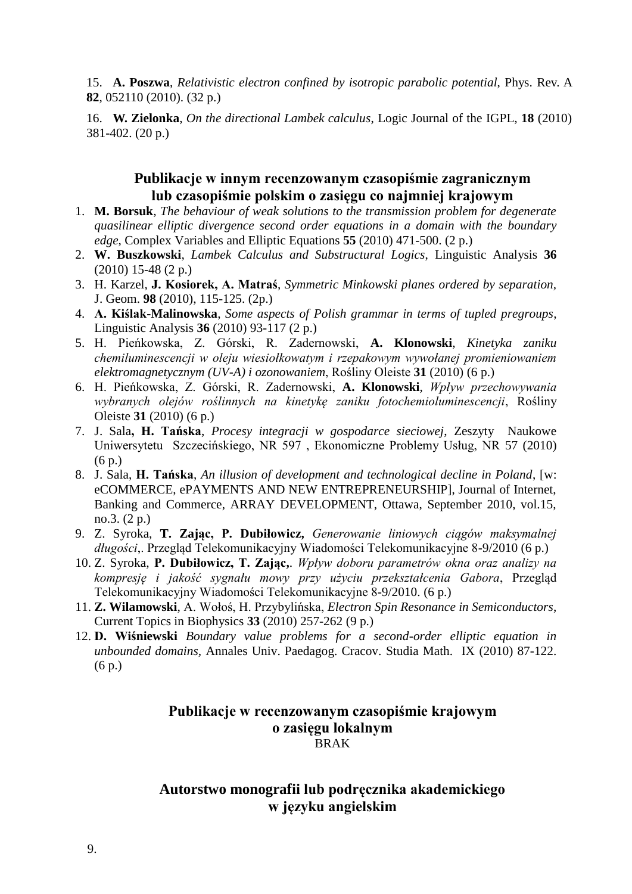15. **A. Poszwa**, *Relativistic electron confined by isotropic parabolic potential*, Phys. Rev. A **82**, 052110 (2010). (32 p.)

16. **W. Zielonka**, *On the directional Lambek calculus*, Logic Journal of the IGPL, **18** (2010) 381-402. (20 p.)

## Publikacje w innym recenzowanym czasopiśmie zagranicznym lub czasopiśmie polskim o zasięgu co najmniej krajowym

1. **M. Borsuk**, *The behaviour of weak solutions to the transmission problem for degenerate quasilinear elliptic divergence second order equations in a domain with the boundary edge*, Complex Variables and Elliptic Equations **55** (2010) 471-500. (2 p.)
2. **W. Buszkowski**, *Lambek Calculus and Substructural Logics*, Linguistic Analysis **36** (2010) 15-48 (2 p.)
3. H. Karzel, **J. Kosiorek, A. Matraś**, *Symmetric Minkowski planes ordered by separation*, J. Geom. **98** (2010), 115-125. (2p.)
4. **A. Kiślak-Malinowska**, *Some aspects of Polish grammar in terms of tupled pregroups*, Linguistic Analysis **36** (2010) 93-117 (2 p.)
5. H. Pieńkowska, Z. Górski, R. Zadernowski, **A. Klonowski**, *Kinetyka zaniku chemiluminescencji w oleju wiesiołkowatym i rzepakowym wywołanej promieniowaniem elektromagnetycznym (UV-A) i ozonowaniem*, Rośliny Oleiste **31** (2010) (6 p.)
6. H. Pieńkowska, Z. Górski, R. Zadernowski, **A. Klonowski**, *Wpływ przechowywania wybranych olejów roślinnych na kinetykę zaniku fotochemiluminescencji*, Rośliny Oleiste **31** (2010) (6 p.)
7. J. Sala**, H. Tańska**, *Procesy integracji w gospodarce sieciowej*, Zeszyty Naukowe Uniwersytetu Szczecińskiego, NR 597 , Ekonomiczne Problemy Usług, NR 57 (2010) (6 p.)
8. J. Sala, **H. Tańska**, *An illusion of development and technological decline in Poland*, [w: eCOMMERCE, ePAYMENTS AND NEW ENTREPRENEURSHIP], Journal of Internet, Banking and Commerce, ARRAY DEVELOPMENT, Ottawa, September 2010, vol.15, no.3. (2 p.)
9. Z. Syroka, **T. Zając, P. Dubiłowicz,** *Generowanie liniowych ciągów maksymalnej długości*,. Przegląd Telekomunikacyjny Wiadomości Telekomunikacyjne 8-9/2010 (6 p.)
10. Z. Syroka, **P. Dubiłowicz, T. Zając,**. *Wpływ doboru parametrów okna oraz analizy na kompresję i jakość sygnału mowy przy użyciu przekształcenia Gabora*, Przegląd Telekomunikacyjny Wiadomości Telekomunikacyjne 8-9/2010. (6 p.)
11. **Z. Wilamowski**, A. Wołoś, H. Przybylińska, *Electron Spin Resonance in Semiconductors*, Current Topics in Biophysics **33** (2010) 257-262 (9 p.)
12. **D. Wiśniewski** *Boundary value problems for a second-order elliptic equation in unbounded domains,* Annales Univ. Paedagog. Cracov. Studia Math. IX (2010) 87-122. (6 p.)

## Publikacje w recenzowanym czasopiśmie krajowym o zasięgu lokalnym

BRAK

## Autorstwo monografii lub podręcznika akademickiego w języku angielskim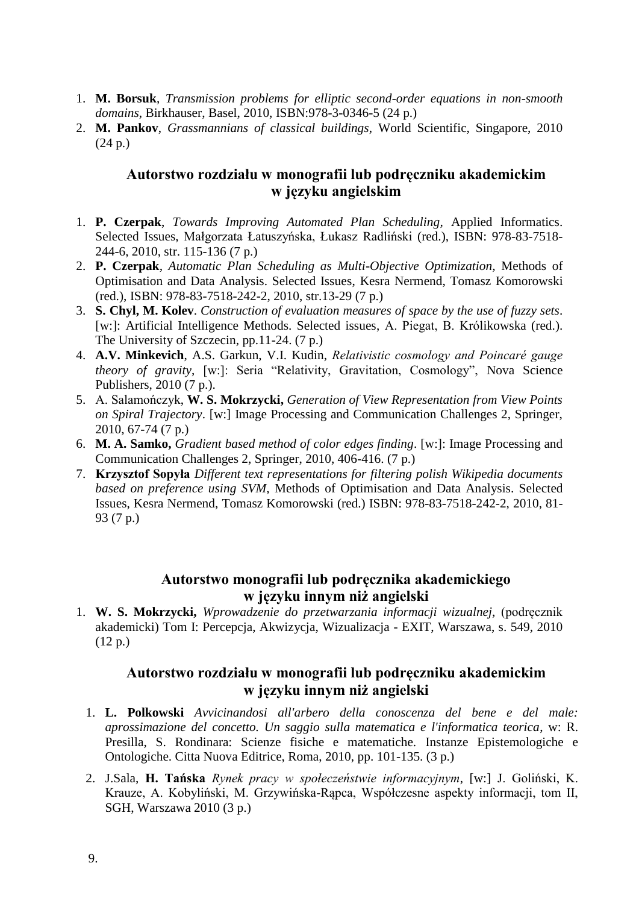1. **M. Borsuk**, *Transmission problems for elliptic second-order equations in non-smooth domains*, Birkhauser, Basel, 2010, ISBN:978-3-0346-5 (24 p.)
2. **M. Pankov**, *Grassmannians of classical buildings*, World Scientific, Singapore, 2010 (24 p.)

## Autorstwo rozdziału w monografii lub podręczniku akademickim w języku angielskim

1. **P. Czerpak**, *Towards Improving Automated Plan Scheduling*, Applied Informatics. Selected Issues, Małgorzata Łatuszyńska, Łukasz Radliński (red.), ISBN: 978-83-7518-244-6, 2010, str. 115-136 (7 p.)
2. **P. Czerpak**, *Automatic Plan Scheduling as Multi-Objective Optimization*, Methods of Optimisation and Data Analysis. Selected Issues, Kesra Nermend, Tomasz Komorowski (red.), ISBN: 978-83-7518-242-2, 2010, str.13-29 (7 p.)
3. **S. Chyl, M. Kolev**. *Construction of evaluation measures of space by the use of fuzzy sets*. [w:]: Artificial Intelligence Methods. Selected issues, A. Piegat, B. Królikowska (red.). The University of Szczecin, pp.11-24. (7 p.)
4. **A.V. Minkevich**, A.S. Garkun, V.I. Kudin, *Relativistic cosmology and Poincaré gauge theory of gravity*, [w:]: Seria "Relativity, Gravitation, Cosmology", Nova Science Publishers, 2010 (7 p.).
5. A. Salamończyk, **W. S. Mokrzycki,** *Generation of View Representation from View Points on Spiral Trajectory*. [w:] Image Processing and Communication Challenges 2, Springer, 2010, 67-74 (7 p.)
6. **M. A. Samko,** *Gradient based method of color edges finding*. [w:]: Image Processing and Communication Challenges 2, Springer, 2010, 406-416. (7 p.)
7. **Krzysztof Sopyła** *Different text representations for filtering polish Wikipedia documents based on preference using SVM*, Methods of Optimisation and Data Analysis. Selected Issues, Kesra Nermend, Tomasz Komorowski (red.) ISBN: 978-83-7518-242-2, 2010, 81-93 (7 p.)

## Autorstwo monografii lub podręcznika akademickiego w języku innym niż angielski

1. **W. S. Mokrzycki,** *Wprowadzenie do przetwarzania informacji wizualnej*, (podręcznik akademicki) Tom I: Percepcja, Akwizycja, Wizualizacja - EXIT, Warszawa, s. 549, 2010 (12 p.)

## Autorstwo rozdziału w monografii lub podręczniku akademickim w języku innym niż angielski

1. **L. Polkowski** *Avvicinandosi all'arbero della conoscenza del bene e del male: aprossimazione del concetto. Un saggio sulla matematica e l'informatica teorica*, w: R. Presilla, S. Rondinara: Scienze fisiche e matematiche. Instanze Epistemologiche e Ontologiche. Citta Nuova Editrice, Roma, 2010, pp. 101-135. (3 p.)
2. J.Sala, **H. Tańska** *Rynek pracy w społeczeństwie informacyjnym*, [w:] J. Goliński, K. Krauze, A. Kobyliński, M. Grzywińska-Rąpca, Współczesne aspekty informacji, tom II, SGH, Warszawa 2010 (3 p.)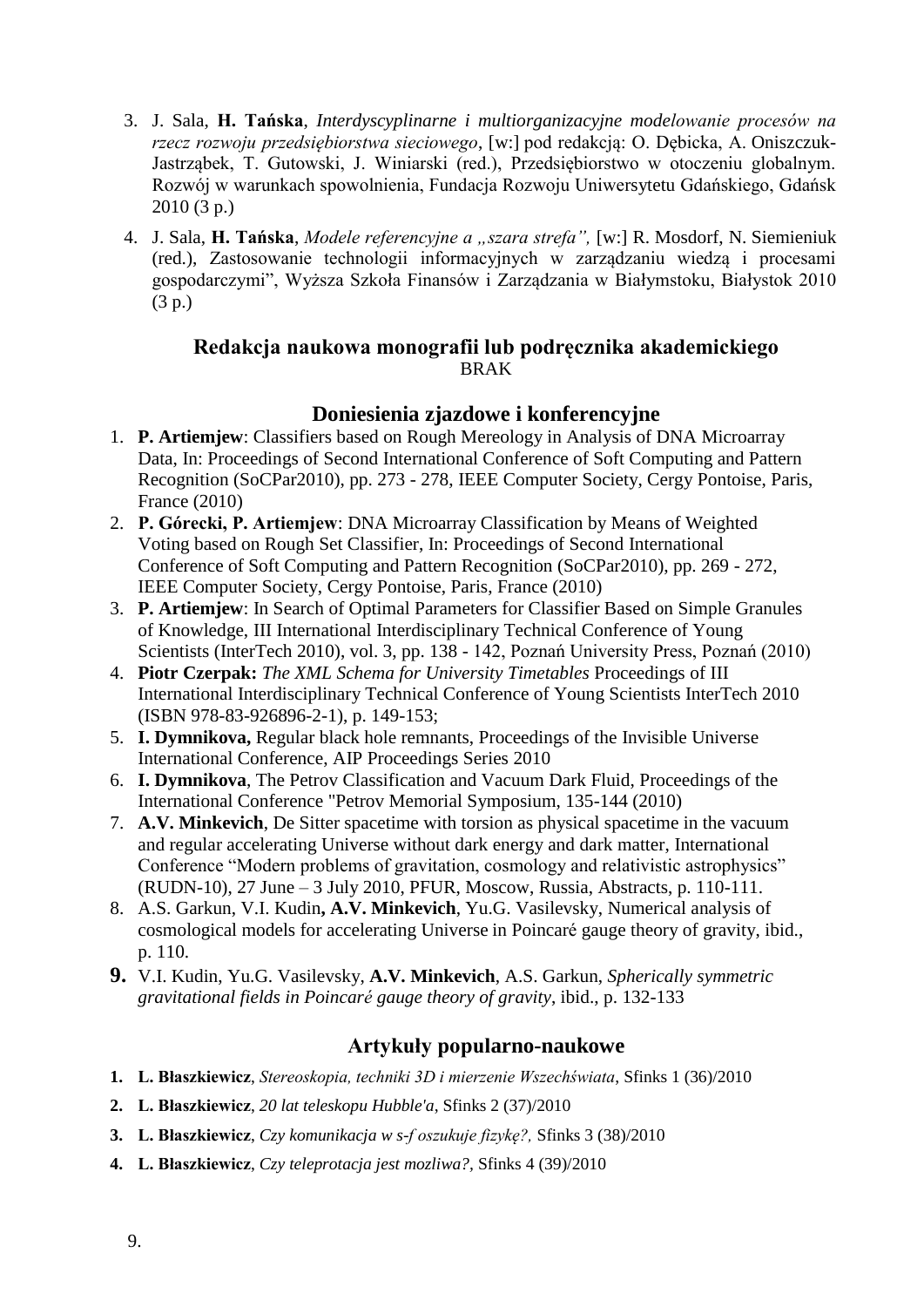3. J. Sala, **H. Tańska**, *Interdyscyplinarne i multiorganizacyjne modelowanie procesów na rzecz rozwoju przedsiębiorstwa sieciowego*, [w:] pod redakcją: O. Dębicka, A. Oniszczuk-Jastrząbek, T. Gutowski, J. Winiarski (red.), Przedsiębiorstwo w otoczeniu globalnym. Rozwój w warunkach spowolnienia, Fundacja Rozwoju Uniwersytetu Gdańskiego, Gdańsk 2010 (3 p.)
4. J. Sala, **H. Tańska**, *Modele referencyjne a „szara strefa",* [w:] R. Mosdorf, N. Siemieniuk (red.), Zastosowanie technologii informacyjnych w zarządzaniu wiedzą i procesami gospodarczymi", Wyższa Szkoła Finansów i Zarządzania w Białymstoku, Białystok 2010 (3 p.)

## Redakcja naukowa monografii lub podręcznika akademickiego

BRAK

## Doniesienia zjazdowe i konferencyjne

1. **P. Artiemjew**: Classifiers based on Rough Mereology in Analysis of DNA Microarray Data, In: Proceedings of Second International Conference of Soft Computing and Pattern Recognition (SoCPar2010), pp. 273 - 278, IEEE Computer Society, Cergy Pontoise, Paris, France (2010)
2. **P. Górecki, P. Artiemjew**: DNA Microarray Classification by Means of Weighted Voting based on Rough Set Classifier, In: Proceedings of Second International Conference of Soft Computing and Pattern Recognition (SoCPar2010), pp. 269 - 272, IEEE Computer Society, Cergy Pontoise, Paris, France (2010)
3. **P. Artiemjew**: In Search of Optimal Parameters for Classifier Based on Simple Granules of Knowledge, III International Interdisciplinary Technical Conference of Young Scientists (InterTech 2010), vol. 3, pp. 138 - 142, Poznań University Press, Poznań (2010)
4. **Piotr Czerpak:** *The XML Schema for University Timetables* Proceedings of III International Interdisciplinary Technical Conference of Young Scientists InterTech 2010 (ISBN 978-83-926896-2-1), p. 149-153;
5. **I. Dymnikova,** Regular black hole remnants, Proceedings of the Invisible Universe International Conference, AIP Proceedings Series 2010
6. **I. Dymnikova**, The Petrov Classification and Vacuum Dark Fluid, Proceedings of the International Conference "Petrov Memorial Symposium, 135-144 (2010)
7. **A.V. Minkevich**, De Sitter spacetime with torsion as physical spacetime in the vacuum and regular accelerating Universe without dark energy and dark matter, International Conference "Modern problems of gravitation, cosmology and relativistic astrophysics" (RUDN-10), 27 June – 3 July 2010, PFUR, Moscow, Russia, Abstracts, p. 110-111.
8. A.S. Garkun, V.I. Kudin**, A.V. Minkevich**, Yu.G. Vasilevsky, Numerical analysis of cosmological models for accelerating Universe in Poincaré gauge theory of gravity, ibid., p. 110.
9. V.I. Kudin, Yu.G. Vasilevsky, **A.V. Minkevich**, A.S. Garkun, *Spherically symmetric gravitational fields in Poincaré gauge theory of gravity*, ibid., p. 132-133

## Artykuły popularno-naukowe

1. **L. Błaszkiewicz**, *Stereoskopia, techniki 3D i mierzenie Wszechświata*, Sfinks 1 (36)/2010
2. **L. Błaszkiewicz**, *20 lat teleskopu Hubble'a*, Sfinks 2 (37)/2010
3. **L. Błaszkiewicz**, *Czy komunikacja w s-f oszukuje fizykę?,* Sfinks 3 (38)/2010
4. **L. Błaszkiewicz**, *Czy teleprotacja jest mozliwa?,* Sfinks 4 (39)/2010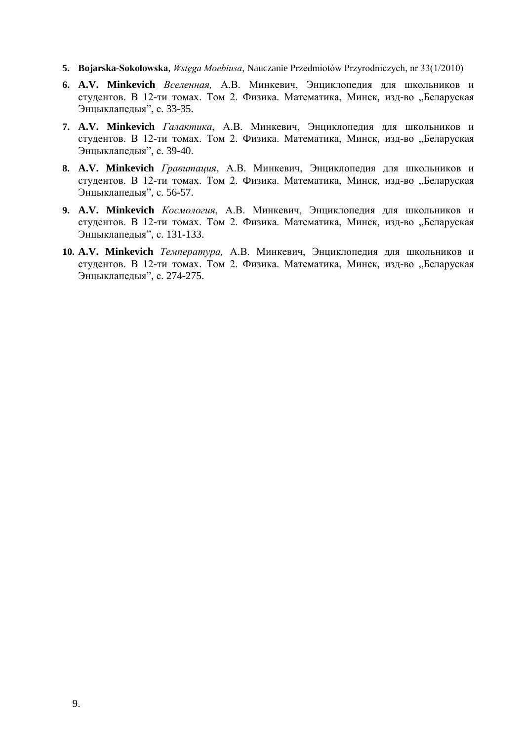5. **Bojarska-Sokołowska**, *Wstęga Moebiusa*, Nauczanie Przedmiotów Przyrodniczych, nr 33(1/2010)
6. **A.V. Minkevich** *Вселенная,* А.В. Минкевич, Энциклопедия для школьников и студентов. В 12-ти томах. Том 2. Физика. Математика, Минск, изд-во „Беларуская Энцыклапедыя”, с. 33-35.
7. **A.V. Minkevich** *Галактика*, А.В. Минкевич, Энциклопедия для школьников и студентов. В 12-ти томах. Том 2. Физика. Математика, Минск, изд-во „Беларуская Энцыклапедыя”, с. 39-40.
8. **A.V. Minkevich** *Гравитация*, А.В. Минкевич, Энциклопедия для школьников и студентов. В 12-ти томах. Том 2. Физика. Математика, Минск, изд-во „Беларуская Энцыклапедыя”, с. 56-57.
9. **A.V. Minkevich** *Космология*, А.В. Минкевич, Энциклопедия для школьников и студентов. В 12-ти томах. Том 2. Физика. Математика, Минск, изд-во „Беларуская Энцыклапедыя”, с. 131-133.
10. **A.V. Minkevich** *Температура,* А.В. Минкевич, Энциклопедия для школьников и студентов. В 12-ти томах. Том 2. Физика. Математика, Минск, изд-во „Беларуская Энцыклапедыя”, с. 274-275.